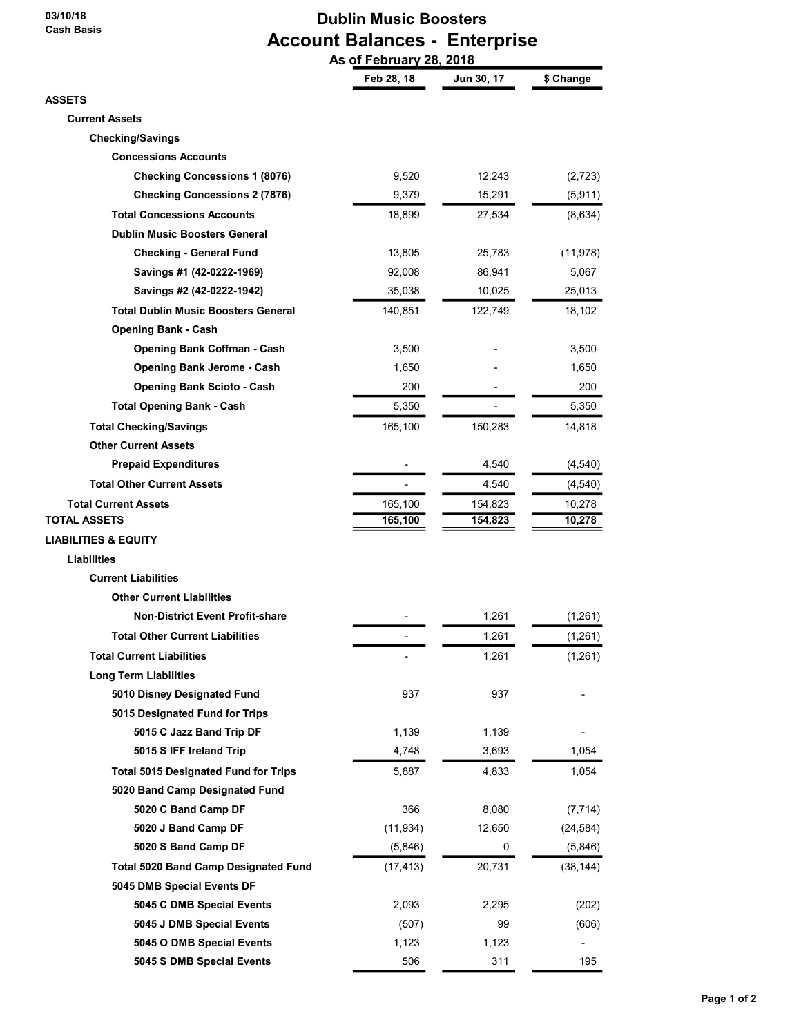03/10/18
Cash Basis

# Dublin Music Boosters
## Account Balances - Enterprise
### As of February 28, 2018

| | Feb 28, 18 | Jun 30, 17 | $ Change |
|---|---|---|---|
| **ASSETS** | | | |
| **Current Assets** | | | |
| **Checking/Savings** | | | |
| **Concessions Accounts** | | | |
| **Checking Concessions 1 (8076)** | 9,520 | 12,243 | (2,723) |
| **Checking Concessions 2 (7876)** | 9,379 | 15,291 | (5,911) |
| **Total Concessions Accounts** | 18,899 | 27,534 | (8,634) |
| **Dublin Music Boosters General** | | | |
| **Checking - General Fund** | 13,805 | 25,783 | (11,978) |
| **Savings #1 (42-0222-1969)** | 92,008 | 86,941 | 5,067 |
| **Savings #2 (42-0222-1942)** | 35,038 | 10,025 | 25,013 |
| **Total Dublin Music Boosters General** | 140,851 | 122,749 | 18,102 |
| **Opening Bank - Cash** | | | |
| **Opening Bank Coffman - Cash** | 3,500 | - | 3,500 |
| **Opening Bank Jerome - Cash** | 1,650 | - | 1,650 |
| **Opening Bank Scioto - Cash** | 200 | - | 200 |
| **Total Opening Bank - Cash** | 5,350 | - | 5,350 |
| **Total Checking/Savings** | 165,100 | 150,283 | 14,818 |
| **Other Current Assets** | | | |
| **Prepaid Expenditures** | - | 4,540 | (4,540) |
| **Total Other Current Assets** | - | 4,540 | (4,540) |
| **Total Current Assets** | 165,100 | 154,823 | 10,278 |
| **TOTAL ASSETS** | **165,100** | **154,823** | **10,278** |
| **LIABILITIES & EQUITY** | | | |
| **Liabilities** | | | |
| **Current Liabilities** | | | |
| **Other Current Liabilities** | | | |
| **Non-District Event Profit-share** | - | 1,261 | (1,261) |
| **Total Other Current Liabilities** | - | 1,261 | (1,261) |
| **Total Current Liabilities** | - | 1,261 | (1,261) |
| **Long Term Liabilities** | | | |
| **5010 Disney Designated Fund** | 937 | 937 | - |
| **5015 Designated Fund for Trips** | | | |
| **5015 C Jazz Band Trip DF** | 1,139 | 1,139 | - |
| **5015 S IFF Ireland Trip** | 4,748 | 3,693 | 1,054 |
| **Total 5015 Designated Fund for Trips** | 5,887 | 4,833 | 1,054 |
| **5020 Band Camp Designated Fund** | | | |
| **5020 C Band Camp DF** | 366 | 8,080 | (7,714) |
| **5020 J Band Camp DF** | (11,934) | 12,650 | (24,584) |
| **5020 S Band Camp DF** | (5,846) | 0 | (5,846) |
| **Total 5020 Band Camp Designated Fund** | (17,413) | 20,731 | (38,144) |
| **5045 DMB Special Events DF** | | | |
| **5045 C DMB Special Events** | 2,093 | 2,295 | (202) |
| **5045 J DMB Special Events** | (507) | 99 | (606) |
| **5045 O DMB Special Events** | 1,123 | 1,123 | - |
| **5045 S DMB Special Events** | 506 | 311 | 195 |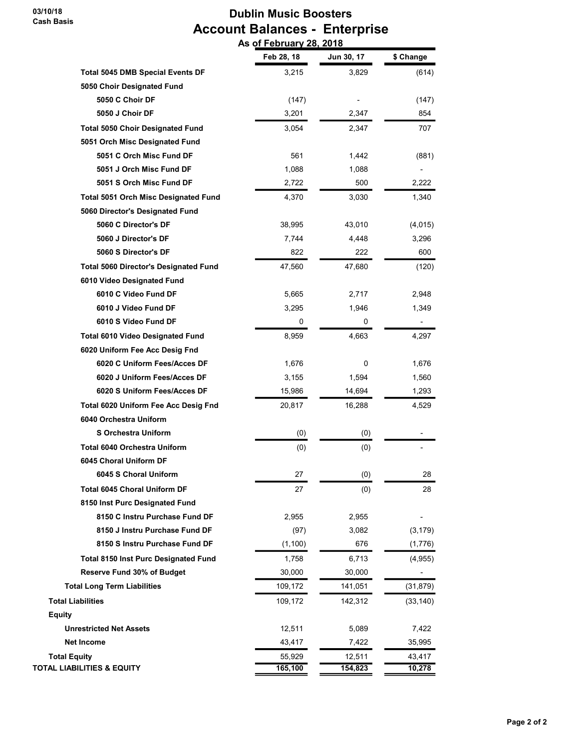# Dublin Music Boosters
## Account Balances - Enterprise
### As of February 28, 2018

03/10/18
Cash Basis

| | Feb 28, 18 | Jun 30, 17 | $ Change |
|---|---|---|---|
| **Total 5045 DMB Special Events DF** | 3,215 | 3,829 | (614) |
| **5050 Choir Designated Fund** | | | |
| **5050 C Choir DF** | (147) | - | (147) |
| **5050 J Choir DF** | 3,201 | 2,347 | 854 |
| **Total 5050 Choir Designated Fund** | 3,054 | 2,347 | 707 |
| **5051 Orch Misc Designated Fund** | | | |
| **5051 C Orch Misc Fund DF** | 561 | 1,442 | (881) |
| **5051 J Orch Misc Fund DF** | 1,088 | 1,088 | - |
| **5051 S Orch Misc Fund DF** | 2,722 | 500 | 2,222 |
| **Total 5051 Orch Misc Designated Fund** | 4,370 | 3,030 | 1,340 |
| **5060 Director's Designated Fund** | | | |
| **5060 C Director's DF** | 38,995 | 43,010 | (4,015) |
| **5060 J Director's DF** | 7,744 | 4,448 | 3,296 |
| **5060 S Director's DF** | 822 | 222 | 600 |
| **Total 5060 Director's Designated Fund** | 47,560 | 47,680 | (120) |
| **6010 Video Designated Fund** | | | |
| **6010 C Video Fund DF** | 5,665 | 2,717 | 2,948 |
| **6010 J Video Fund DF** | 3,295 | 1,946 | 1,349 |
| **6010 S Video Fund DF** | 0 | 0 | - |
| **Total 6010 Video Designated Fund** | 8,959 | 4,663 | 4,297 |
| **6020 Uniform Fee Acc Desig Fnd** | | | |
| **6020 C Uniform Fees/Acces DF** | 1,676 | 0 | 1,676 |
| **6020 J Uniform Fees/Acces DF** | 3,155 | 1,594 | 1,560 |
| **6020 S Uniform Fees/Acces DF** | 15,986 | 14,694 | 1,293 |
| **Total 6020 Uniform Fee Acc Desig Fnd** | 20,817 | 16,288 | 4,529 |
| **6040 Orchestra Uniform** | | | |
| **S Orchestra Uniform** | (0) | (0) | - |
| **Total 6040 Orchestra Uniform** | (0) | (0) | - |
| **6045 Choral Uniform DF** | | | |
| **6045 S Choral Uniform** | 27 | (0) | 28 |
| **Total 6045 Choral Uniform DF** | 27 | (0) | 28 |
| **8150 Inst Purc Designated Fund** | | | |
| **8150 C Instru Purchase Fund DF** | 2,955 | 2,955 | - |
| **8150 J Instru Purchase Fund DF** | (97) | 3,082 | (3,179) |
| **8150 S Instru Purchase Fund DF** | (1,100) | 676 | (1,776) |
| **Total 8150 Inst Purc Designated Fund** | 1,758 | 6,713 | (4,955) |
| **Reserve Fund 30% of Budget** | 30,000 | 30,000 | - |
| **Total Long Term Liabilities** | 109,172 | 141,051 | (31,879) |
| **Total Liabilities** | 109,172 | 142,312 | (33,140) |
| **Equity** | | | |
| **Unrestricted Net Assets** | 12,511 | 5,089 | 7,422 |
| **Net Income** | 43,417 | 7,422 | 35,995 |
| **Total Equity** | 55,929 | 12,511 | 43,417 |
| **TOTAL LIABILITIES & EQUITY** | **165,100** | **154,823** | **10,278** |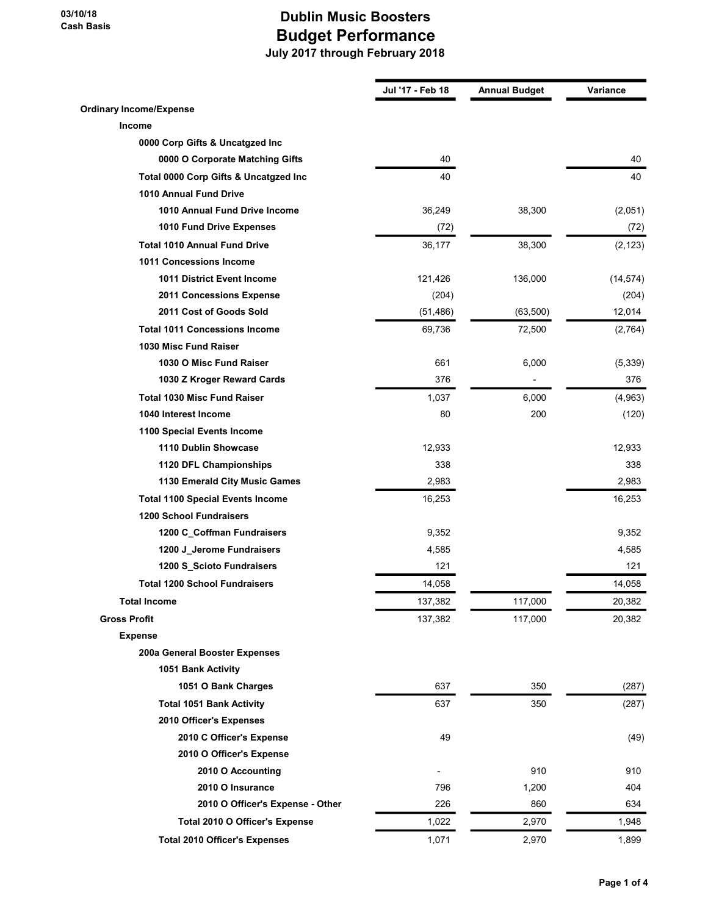03/10/18
Cash Basis

# Dublin Music Boosters
## Budget Performance
### July 2017 through February 2018

| | Jul '17 - Feb 18 | Annual Budget | Variance |
|---|---|---|---|
| **Ordinary Income/Expense** | | | |
| **Income** | | | |
| **0000 Corp Gifts & Uncatgzed Inc** | | | |
| **0000 O Corporate Matching Gifts** | 40 | | 40 |
| **Total 0000 Corp Gifts & Uncatgzed Inc** | 40 | | 40 |
| **1010 Annual Fund Drive** | | | |
| **1010 Annual Fund Drive Income** | 36,249 | 38,300 | (2,051) |
| **1010 Fund Drive Expenses** | (72) | | (72) |
| **Total 1010 Annual Fund Drive** | 36,177 | 38,300 | (2,123) |
| **1011 Concessions Income** | | | |
| **1011 District Event Income** | 121,426 | 136,000 | (14,574) |
| **2011 Concessions Expense** | (204) | | (204) |
| **2011 Cost of Goods Sold** | (51,486) | (63,500) | 12,014 |
| **Total 1011 Concessions Income** | 69,736 | 72,500 | (2,764) |
| **1030 Misc Fund Raiser** | | | |
| **1030 O Misc Fund Raiser** | 661 | 6,000 | (5,339) |
| **1030 Z Kroger Reward Cards** | 376 | - | 376 |
| **Total 1030 Misc Fund Raiser** | 1,037 | 6,000 | (4,963) |
| **1040 Interest Income** | 80 | 200 | (120) |
| **1100 Special Events Income** | | | |
| **1110 Dublin Showcase** | 12,933 | | 12,933 |
| **1120 DFL Championships** | 338 | | 338 |
| **1130 Emerald City Music Games** | 2,983 | | 2,983 |
| **Total 1100 Special Events Income** | 16,253 | | 16,253 |
| **1200 School Fundraisers** | | | |
| **1200 C_Coffman Fundraisers** | 9,352 | | 9,352 |
| **1200 J_Jerome Fundraisers** | 4,585 | | 4,585 |
| **1200 S_Scioto Fundraisers** | 121 | | 121 |
| **Total 1200 School Fundraisers** | 14,058 | | 14,058 |
| **Total Income** | 137,382 | 117,000 | 20,382 |
| **Gross Profit** | 137,382 | 117,000 | 20,382 |
| **Expense** | | | |
| **200a General Booster Expenses** | | | |
| **1051 Bank Activity** | | | |
| **1051 O Bank Charges** | 637 | 350 | (287) |
| **Total 1051 Bank Activity** | 637 | 350 | (287) |
| **2010 Officer's Expenses** | | | |
| **2010 C Officer's Expense** | 49 | | (49) |
| **2010 O Officer's Expense** | | | |
| **2010 O Accounting** | - | 910 | 910 |
| **2010 O Insurance** | 796 | 1,200 | 404 |
| **2010 O Officer's Expense - Other** | 226 | 860 | 634 |
| **Total 2010 O Officer's Expense** | 1,022 | 2,970 | 1,948 |
| **Total 2010 Officer's Expenses** | 1,071 | 2,970 | 1,899 |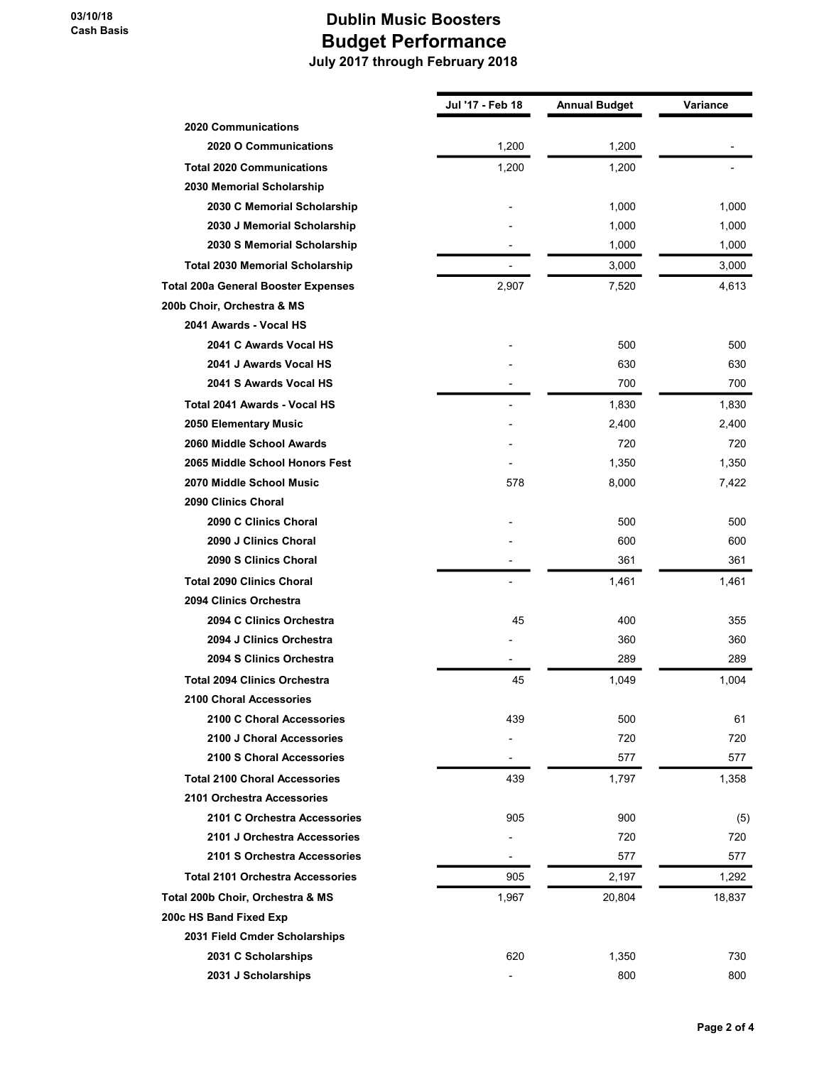**03/10/18**
**Cash Basis**

# Dublin Music Boosters
## Budget Performance
### July 2017 through February 2018

| | Jul '17 - Feb 18 | Annual Budget | Variance |
|---|---|---|---|
| **2020 Communications** | | | |
| **2020 O Communications** | 1,200 | 1,200 | - |
| **Total 2020 Communications** | 1,200 | 1,200 | - |
| **2030 Memorial Scholarship** | | | |
| **2030 C Memorial Scholarship** | - | 1,000 | 1,000 |
| **2030 J Memorial Scholarship** | - | 1,000 | 1,000 |
| **2030 S Memorial Scholarship** | - | 1,000 | 1,000 |
| **Total 2030 Memorial Scholarship** | - | 3,000 | 3,000 |
| **Total 200a General Booster Expenses** | 2,907 | 7,520 | 4,613 |
| **200b Choir, Orchestra & MS** | | | |
| **2041 Awards - Vocal HS** | | | |
| **2041 C Awards Vocal HS** | - | 500 | 500 |
| **2041 J Awards Vocal HS** | - | 630 | 630 |
| **2041 S Awards Vocal HS** | - | 700 | 700 |
| **Total 2041 Awards - Vocal HS** | - | 1,830 | 1,830 |
| **2050 Elementary Music** | - | 2,400 | 2,400 |
| **2060 Middle School Awards** | - | 720 | 720 |
| **2065 Middle School Honors Fest** | - | 1,350 | 1,350 |
| **2070 Middle School Music** | 578 | 8,000 | 7,422 |
| **2090 Clinics Choral** | | | |
| **2090 C Clinics Choral** | - | 500 | 500 |
| **2090 J Clinics Choral** | - | 600 | 600 |
| **2090 S Clinics Choral** | - | 361 | 361 |
| **Total 2090 Clinics Choral** | - | 1,461 | 1,461 |
| **2094 Clinics Orchestra** | | | |
| **2094 C Clinics Orchestra** | 45 | 400 | 355 |
| **2094 J Clinics Orchestra** | - | 360 | 360 |
| **2094 S Clinics Orchestra** | - | 289 | 289 |
| **Total 2094 Clinics Orchestra** | 45 | 1,049 | 1,004 |
| **2100 Choral Accessories** | | | |
| **2100 C Choral Accessories** | 439 | 500 | 61 |
| **2100 J Choral Accessories** | - | 720 | 720 |
| **2100 S Choral Accessories** | - | 577 | 577 |
| **Total 2100 Choral Accessories** | 439 | 1,797 | 1,358 |
| **2101 Orchestra Accessories** | | | |
| **2101 C Orchestra Accessories** | 905 | 900 | (5) |
| **2101 J Orchestra Accessories** | - | 720 | 720 |
| **2101 S Orchestra Accessories** | - | 577 | 577 |
| **Total 2101 Orchestra Accessories** | 905 | 2,197 | 1,292 |
| **Total 200b Choir, Orchestra & MS** | 1,967 | 20,804 | 18,837 |
| **200c HS Band Fixed Exp** | | | |
| **2031 Field Cmder Scholarships** | | | |
| **2031 C Scholarships** | 620 | 1,350 | 730 |
| **2031 J Scholarships** | - | 800 | 800 |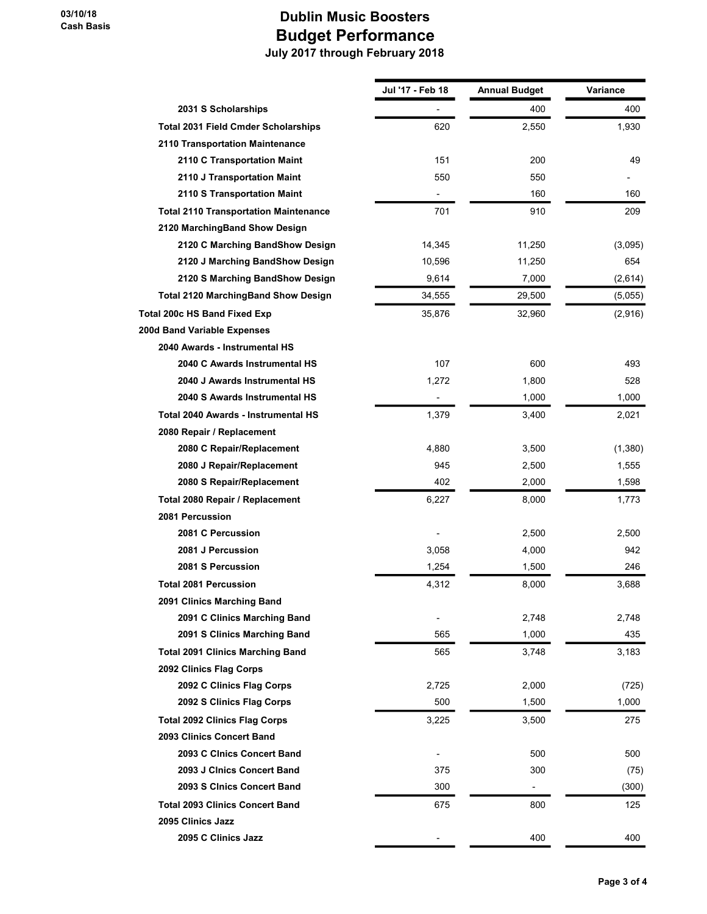03/10/18
Cash Basis

# Dublin Music Boosters
## Budget Performance
### July 2017 through February 2018

| | Jul '17 - Feb 18 | Annual Budget | Variance |
|---|---|---|---|
| 2031 S Scholarships | - | 400 | 400 |
| Total 2031 Field Cmder Scholarships | 620 | 2,550 | 1,930 |
| 2110 Transportation Maintenance | | | |
| 2110 C Transportation Maint | 151 | 200 | 49 |
| 2110 J Transportation Maint | 550 | 550 | - |
| 2110 S Transportation Maint | - | 160 | 160 |
| Total 2110 Transportation Maintenance | 701 | 910 | 209 |
| 2120 MarchingBand Show Design | | | |
| 2120 C Marching BandShow Design | 14,345 | 11,250 | (3,095) |
| 2120 J Marching BandShow Design | 10,596 | 11,250 | 654 |
| 2120 S Marching BandShow Design | 9,614 | 7,000 | (2,614) |
| Total 2120 MarchingBand Show Design | 34,555 | 29,500 | (5,055) |
| Total 200c HS Band Fixed Exp | 35,876 | 32,960 | (2,916) |
| 200d Band Variable Expenses | | | |
| 2040 Awards - Instrumental HS | | | |
| 2040 C Awards Instrumental HS | 107 | 600 | 493 |
| 2040 J Awards Instrumental HS | 1,272 | 1,800 | 528 |
| 2040 S Awards Instrumental HS | - | 1,000 | 1,000 |
| Total 2040 Awards - Instrumental HS | 1,379 | 3,400 | 2,021 |
| 2080 Repair / Replacement | | | |
| 2080 C Repair/Replacement | 4,880 | 3,500 | (1,380) |
| 2080 J Repair/Replacement | 945 | 2,500 | 1,555 |
| 2080 S Repair/Replacement | 402 | 2,000 | 1,598 |
| Total 2080 Repair / Replacement | 6,227 | 8,000 | 1,773 |
| 2081 Percussion | | | |
| 2081 C Percussion | - | 2,500 | 2,500 |
| 2081 J Percussion | 3,058 | 4,000 | 942 |
| 2081 S Percussion | 1,254 | 1,500 | 246 |
| Total 2081 Percussion | 4,312 | 8,000 | 3,688 |
| 2091 Clinics Marching Band | | | |
| 2091 C Clinics Marching Band | - | 2,748 | 2,748 |
| 2091 S Clinics Marching Band | 565 | 1,000 | 435 |
| Total 2091 Clinics Marching Band | 565 | 3,748 | 3,183 |
| 2092 Clinics Flag Corps | | | |
| 2092 C Clinics Flag Corps | 2,725 | 2,000 | (725) |
| 2092 S Clinics Flag Corps | 500 | 1,500 | 1,000 |
| Total 2092 Clinics Flag Corps | 3,225 | 3,500 | 275 |
| 2093 Clinics Concert Band | | | |
| 2093 C Clnics Concert Band | - | 500 | 500 |
| 2093 J Clnics Concert Band | 375 | 300 | (75) |
| 2093 S Clnics Concert Band | 300 | - | (300) |
| Total 2093 Clinics Concert Band | 675 | 800 | 125 |
| 2095 Clinics Jazz | | | |
| 2095 C Clinics Jazz | - | 400 | 400 |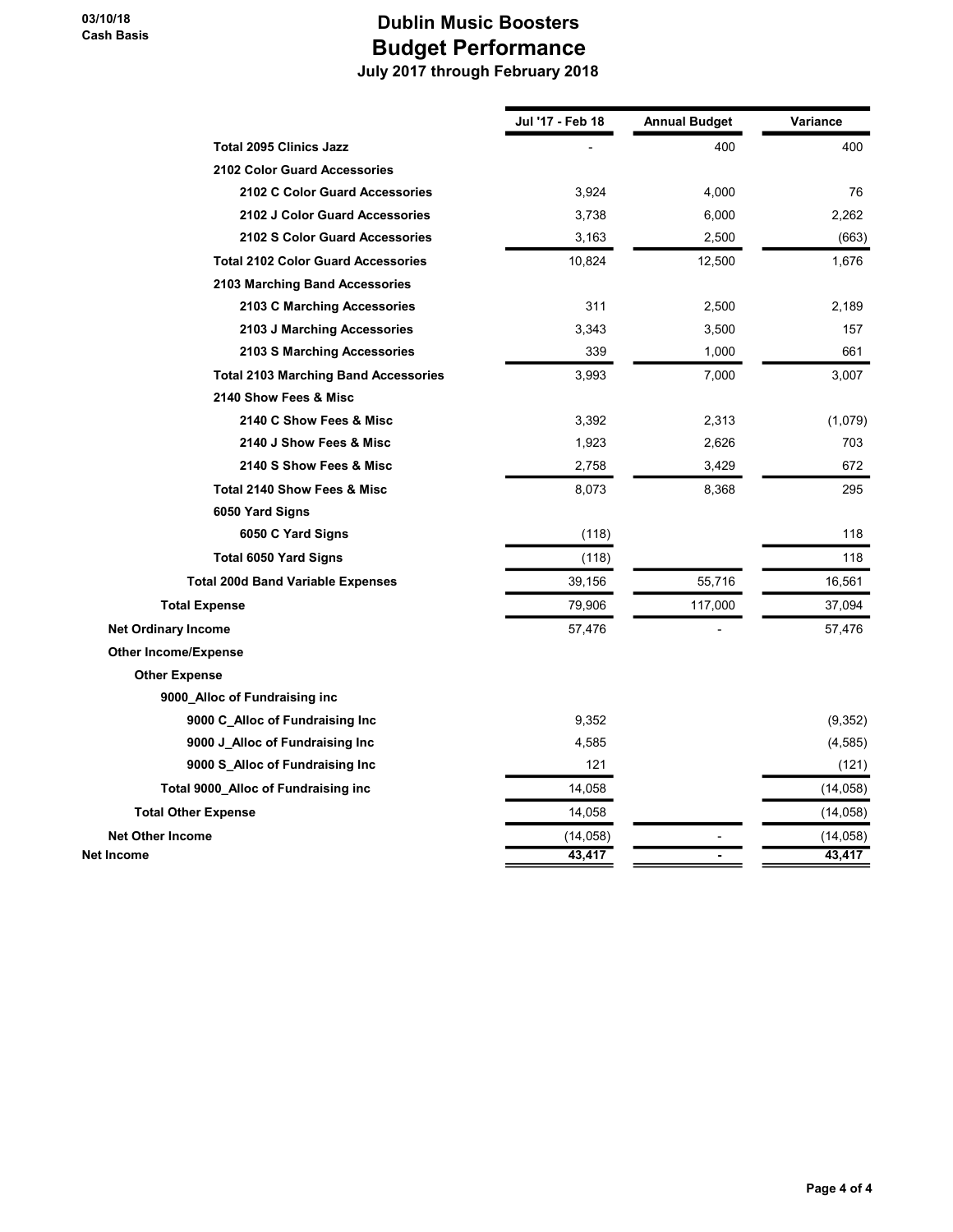# Dublin Music Boosters

## Budget Performance

### July 2017 through February 2018

03/10/18
Cash Basis

| | Jul '17 - Feb 18 | Annual Budget | Variance |
|---|---|---|---|
| Total 2095 Clinics Jazz | - | 400 | 400 |
| 2102 Color Guard Accessories | | | |
| 2102 C Color Guard Accessories | 3,924 | 4,000 | 76 |
| 2102 J Color Guard Accessories | 3,738 | 6,000 | 2,262 |
| 2102 S Color Guard Accessories | 3,163 | 2,500 | (663) |
| Total 2102 Color Guard Accessories | 10,824 | 12,500 | 1,676 |
| 2103 Marching Band Accessories | | | |
| 2103 C Marching Accessories | 311 | 2,500 | 2,189 |
| 2103 J Marching Accessories | 3,343 | 3,500 | 157 |
| 2103 S Marching Accessories | 339 | 1,000 | 661 |
| Total 2103 Marching Band Accessories | 3,993 | 7,000 | 3,007 |
| 2140 Show Fees & Misc | | | |
| 2140 C Show Fees & Misc | 3,392 | 2,313 | (1,079) |
| 2140 J Show Fees & Misc | 1,923 | 2,626 | 703 |
| 2140 S Show Fees & Misc | 2,758 | 3,429 | 672 |
| Total 2140 Show Fees & Misc | 8,073 | 8,368 | 295 |
| 6050 Yard Signs | | | |
| 6050 C Yard Signs | (118) | | 118 |
| Total 6050 Yard Signs | (118) | | 118 |
| Total 200d Band Variable Expenses | 39,156 | 55,716 | 16,561 |
| Total Expense | 79,906 | 117,000 | 37,094 |
| Net Ordinary Income | 57,476 | - | 57,476 |
| Other Income/Expense | | | |
| Other Expense | | | |
| 9000_Alloc of Fundraising inc | | | |
| 9000 C_Alloc of Fundraising Inc | 9,352 | | (9,352) |
| 9000 J_Alloc of Fundraising Inc | 4,585 | | (4,585) |
| 9000 S_Alloc of Fundraising Inc | 121 | | (121) |
| Total 9000_Alloc of Fundraising inc | 14,058 | | (14,058) |
| Total Other Expense | 14,058 | | (14,058) |
| Net Other Income | (14,058) | - | (14,058) |
| Net Income | 43,417 | - | 43,417 |